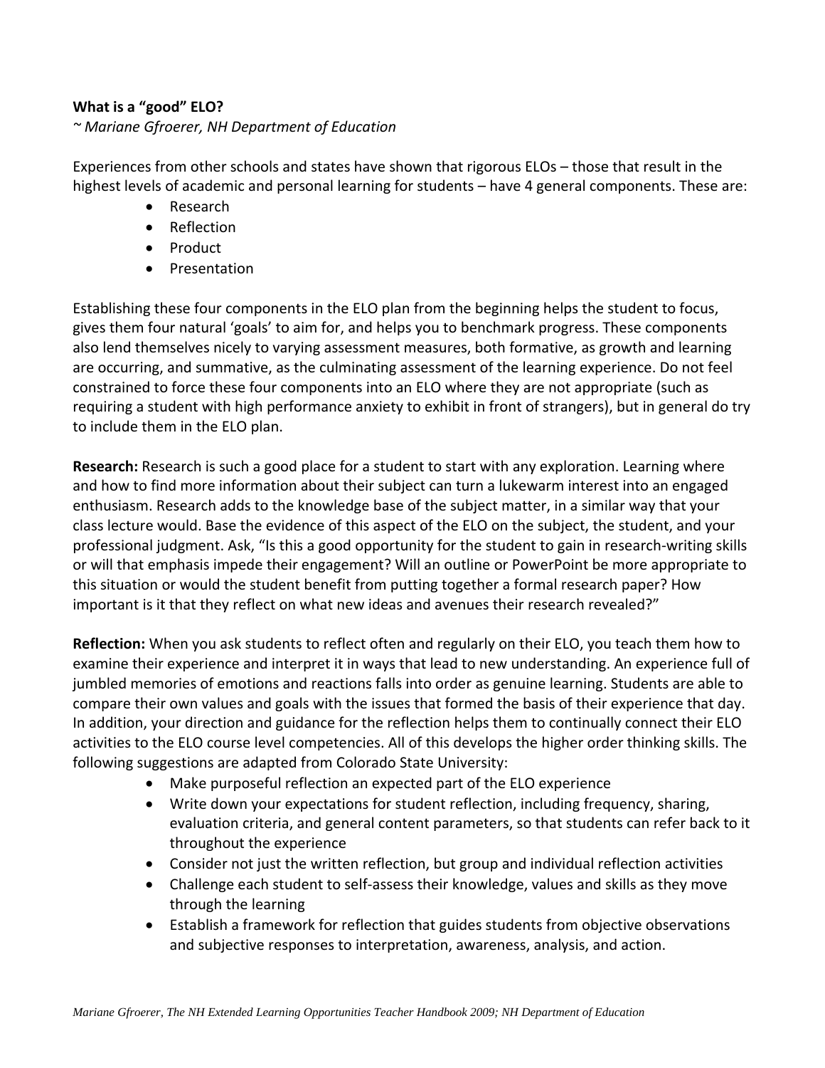**What is a "good" ELO?**

*~ Mariane Gfroerer, NH Department of Education*

Experiences from other schools and states have shown that rigorous ELOs – those that result in the highest levels of academic and personal learning for students – have 4 general components. These are:

- Research
- Reflection
- Product
- Presentation

Establishing these four components in the ELO plan from the beginning helps the student to focus, gives them four natural 'goals' to aim for, and helps you to benchmark progress. These components also lend themselves nicely to varying assessment measures, both formative, as growth and learning are occurring, and summative, as the culminating assessment of the learning experience. Do not feel constrained to force these four components into an ELO where they are not appropriate (such as requiring a student with high performance anxiety to exhibit in front of strangers), but in general do try to include them in the ELO plan.

**Research:** Research is such a good place for a student to start with any exploration. Learning where and how to find more information about their subject can turn a lukewarm interest into an engaged enthusiasm. Research adds to the knowledge base of the subject matter, in a similar way that your class lecture would. Base the evidence of this aspect of the ELO on the subject, the student, and your professional judgment. Ask, "Is this a good opportunity for the student to gain in research-writing skills or will that emphasis impede their engagement? Will an outline or PowerPoint be more appropriate to this situation or would the student benefit from putting together a formal research paper? How important is it that they reflect on what new ideas and avenues their research revealed?"

**Reflection:** When you ask students to reflect often and regularly on their ELO, you teach them how to examine their experience and interpret it in ways that lead to new understanding. An experience full of jumbled memories of emotions and reactions falls into order as genuine learning. Students are able to compare their own values and goals with the issues that formed the basis of their experience that day. In addition, your direction and guidance for the reflection helps them to continually connect their ELO activities to the ELO course level competencies. All of this develops the higher order thinking skills. The following suggestions are adapted from Colorado State University:

- Make purposeful reflection an expected part of the ELO experience
- Write down your expectations for student reflection, including frequency, sharing, evaluation criteria, and general content parameters, so that students can refer back to it throughout the experience
- Consider not just the written reflection, but group and individual reflection activities
- Challenge each student to self-assess their knowledge, values and skills as they move through the learning
- Establish a framework for reflection that guides students from objective observations and subjective responses to interpretation, awareness, analysis, and action.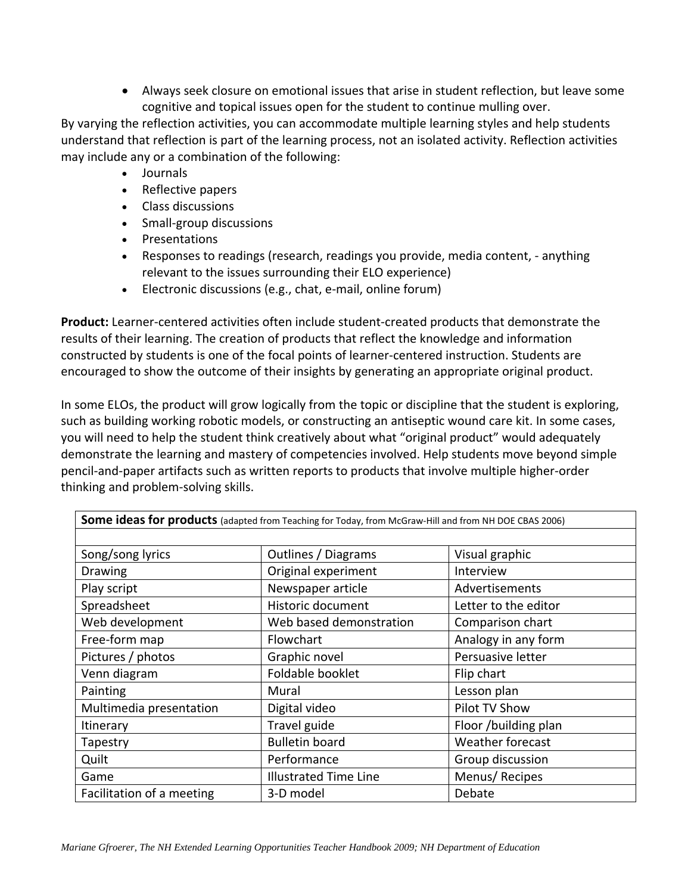- Always seek closure on emotional issues that arise in student reflection, but leave some cognitive and topical issues open for the student to continue mulling over.

By varying the reflection activities, you can accommodate multiple learning styles and help students understand that reflection is part of the learning process, not an isolated activity. Reflection activities may include any or a combination of the following:

- Journals
- Reflective papers
- Class discussions
- Small-group discussions
- Presentations
- Responses to readings (research, readings you provide, media content, - anything relevant to the issues surrounding their ELO experience)
- Electronic discussions (e.g., chat, e-mail, online forum)

**Product:** Learner-centered activities often include student-created products that demonstrate the results of their learning. The creation of products that reflect the knowledge and information constructed by students is one of the focal points of learner-centered instruction. Students are encouraged to show the outcome of their insights by generating an appropriate original product.

In some ELOs, the product will grow logically from the topic or discipline that the student is exploring, such as building working robotic models, or constructing an antiseptic wound care kit. In some cases, you will need to help the student think creatively about what "original product" would adequately demonstrate the learning and mastery of competencies involved. Help students move beyond simple pencil-and-paper artifacts such as written reports to products that involve multiple higher-order thinking and problem-solving skills.

| **Some ideas for products** (adapted from Teaching for Today, from McGraw-Hill and from NH DOE CBAS 2006) | | |
|---|---|---|
| Song/song lyrics | Outlines / Diagrams | Visual graphic |
| Drawing | Original experiment | Interview |
| Play script | Newspaper article | Advertisements |
| Spreadsheet | Historic document | Letter to the editor |
| Web development | Web based demonstration | Comparison chart |
| Free-form map | Flowchart | Analogy in any form |
| Pictures / photos | Graphic novel | Persuasive letter |
| Venn diagram | Foldable booklet | Flip chart |
| Painting | Mural | Lesson plan |
| Multimedia presentation | Digital video | Pilot TV Show |
| Itinerary | Travel guide | Floor /building plan |
| Tapestry | Bulletin board | Weather forecast |
| Quilt | Performance | Group discussion |
| Game | Illustrated Time Line | Menus/ Recipes |
| Facilitation of a meeting | 3-D model | Debate |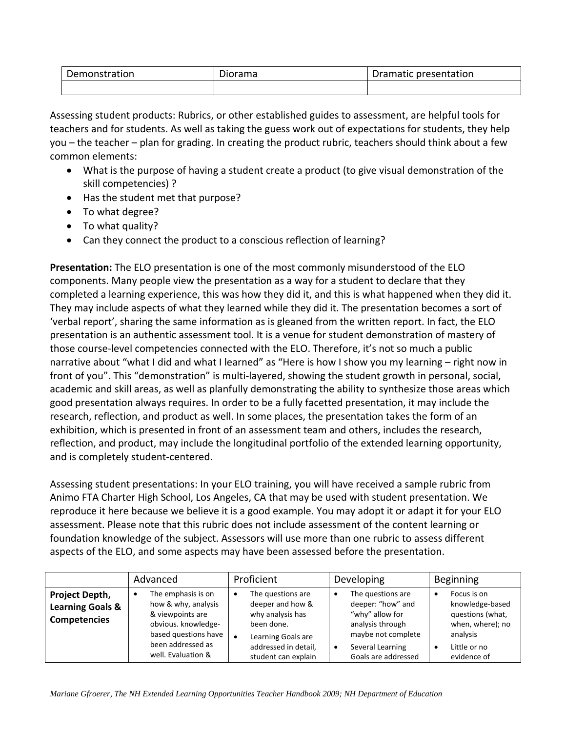| Demonstration | Diorama | Dramatic presentation |
|---|---|---|
| | | |

Assessing student products: Rubrics, or other established guides to assessment, are helpful tools for teachers and for students. As well as taking the guess work out of expectations for students, they help you – the teacher – plan for grading. In creating the product rubric, teachers should think about a few common elements:

- What is the purpose of having a student create a product (to give visual demonstration of the skill competencies) ?
- Has the student met that purpose?
- To what degree?
- To what quality?
- Can they connect the product to a conscious reflection of learning?

**Presentation:** The ELO presentation is one of the most commonly misunderstood of the ELO components. Many people view the presentation as a way for a student to declare that they completed a learning experience, this was how they did it, and this is what happened when they did it. They may include aspects of what they learned while they did it. The presentation becomes a sort of 'verbal report', sharing the same information as is gleaned from the written report. In fact, the ELO presentation is an authentic assessment tool. It is a venue for student demonstration of mastery of those course-level competencies connected with the ELO. Therefore, it's not so much a public narrative about "what I did and what I learned" as "Here is how I show you my learning – right now in front of you". This "demonstration" is multi-layered, showing the student growth in personal, social, academic and skill areas, as well as planfully demonstrating the ability to synthesize those areas which good presentation always requires. In order to be a fully facetted presentation, it may include the research, reflection, and product as well. In some places, the presentation takes the form of an exhibition, which is presented in front of an assessment team and others, includes the research, reflection, and product, may include the longitudinal portfolio of the extended learning opportunity, and is completely student-centered.

Assessing student presentations: In your ELO training, you will have received a sample rubric from Animo FTA Charter High School, Los Angeles, CA that may be used with student presentation. We reproduce it here because we believe it is a good example. You may adopt it or adapt it for your ELO assessment. Please note that this rubric does not include assessment of the content learning or foundation knowledge of the subject. Assessors will use more than one rubric to assess different aspects of the ELO, and some aspects may have been assessed before the presentation.

| | Advanced | Proficient | Developing | Beginning |
|---|---|---|---|---|
| **Project Depth, Learning Goals & Competencies** | • The emphasis is on how & why, analysis & viewpoints are obvious. knowledge-based questions have been addressed as well. Evaluation & | • The questions are deeper and how & why analysis has been done.<br>• Learning Goals are addressed in detail, student can explain | • The questions are deeper: "how" and "why" allow for analysis through maybe not complete<br>• Several Learning Goals are addressed | • Focus is on knowledge-based questions (what, when, where); no analysis<br>• Little or no evidence of |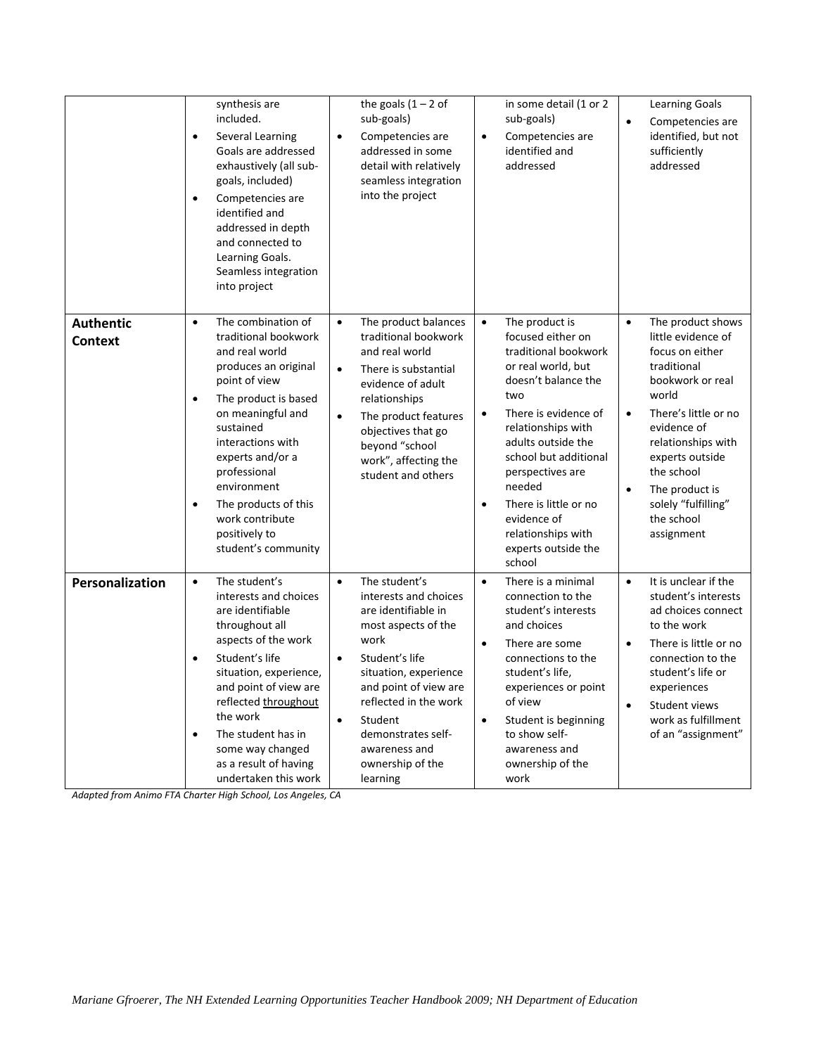| | | | | |
|---|---|---|---|---|
| | synthesis are included.<br>• Several Learning Goals are addressed exhaustively (all sub-goals, included)<br>• Competencies are identified and addressed in depth and connected to Learning Goals. Seamless integration into project | the goals (1 – 2 of sub-goals)<br>• Competencies are addressed in some detail with relatively seamless integration into the project | in some detail (1 or 2 sub-goals)<br>• Competencies are identified and addressed | Learning Goals<br>• Competencies are identified, but not sufficiently addressed |
| **Authentic Context** | • The combination of traditional bookwork and real world produces an original point of view<br>• The product is based on meaningful and sustained interactions with experts and/or a professional environment<br>• The products of this work contribute positively to student's community | • The product balances traditional bookwork and real world<br>• There is substantial evidence of adult relationships<br>• The product features objectives that go beyond "school work", affecting the student and others | • The product is focused either on traditional bookwork or real world, but doesn't balance the two<br>• There is evidence of relationships with adults outside the school but additional perspectives are needed<br>• There is little or no evidence of relationships with experts outside the school | • The product shows little evidence of focus on either traditional bookwork or real world<br>• There's little or no evidence of relationships with experts outside the school<br>• The product is solely "fulfilling" the school assignment |
| **Personalization** | • The student's interests and choices are identifiable throughout all aspects of the work<br>• Student's life situation, experience, and point of view are reflected <u>throughout</u> the work<br>• The student has in some way changed as a result of having undertaken this work | • The student's interests and choices are identifiable in most aspects of the work<br>• Student's life situation, experience and point of view are reflected in the work<br>• Student demonstrates self-awareness and ownership of the learning | • There is a minimal connection to the student's interests and choices<br>• There are some connections to the student's life, experiences or point of view<br>• Student is beginning to show self-awareness and ownership of the work | • It is unclear if the student's interests ad choices connect to the work<br>• There is little or no connection to the student's life or experiences<br>• Student views work as fulfillment of an "assignment" |

*Adapted from Animo FTA Charter High School, Los Angeles, CA*

*Mariane Gfroerer, The NH Extended Learning Opportunities Teacher Handbook 2009; NH Department of Education*